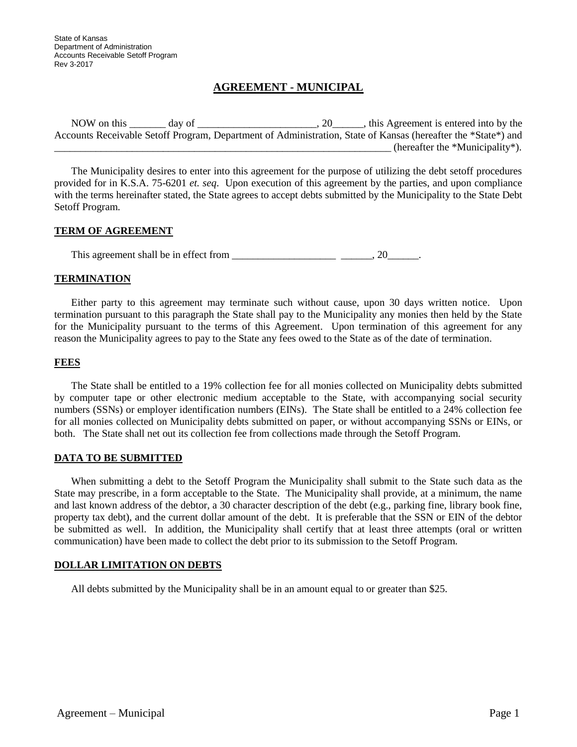State of Kansas
Department of Administration
Accounts Receivable Setoff Program
Rev 3-2017

# AGREEMENT - MUNICIPAL

NOW on this _______ day of _______________________, 20______, this Agreement is entered into by the Accounts Receivable Setoff Program, Department of Administration, State of Kansas (hereafter the *State*) and ____________________________________________________________________ (hereafter the *Municipality*).

The Municipality desires to enter into this agreement for the purpose of utilizing the debt setoff procedures provided for in K.S.A. 75-6201 *et. seq*. Upon execution of this agreement by the parties, and upon compliance with the terms hereinafter stated, the State agrees to accept debts submitted by the Municipality to the State Debt Setoff Program.

## TERM OF AGREEMENT

This agreement shall be in effect from ____________________ ______, 20______.

## TERMINATION

Either party to this agreement may terminate such without cause, upon 30 days written notice. Upon termination pursuant to this paragraph the State shall pay to the Municipality any monies then held by the State for the Municipality pursuant to the terms of this Agreement. Upon termination of this agreement for any reason the Municipality agrees to pay to the State any fees owed to the State as of the date of termination.

## FEES

The State shall be entitled to a 19% collection fee for all monies collected on Municipality debts submitted by computer tape or other electronic medium acceptable to the State, with accompanying social security numbers (SSNs) or employer identification numbers (EINs). The State shall be entitled to a 24% collection fee for all monies collected on Municipality debts submitted on paper, or without accompanying SSNs or EINs, or both. The State shall net out its collection fee from collections made through the Setoff Program.

## DATA TO BE SUBMITTED

When submitting a debt to the Setoff Program the Municipality shall submit to the State such data as the State may prescribe, in a form acceptable to the State. The Municipality shall provide, at a minimum, the name and last known address of the debtor, a 30 character description of the debt (e.g., parking fine, library book fine, property tax debt), and the current dollar amount of the debt. It is preferable that the SSN or EIN of the debtor be submitted as well. In addition, the Municipality shall certify that at least three attempts (oral or written communication) have been made to collect the debt prior to its submission to the Setoff Program.

## DOLLAR LIMITATION ON DEBTS

All debts submitted by the Municipality shall be in an amount equal to or greater than $25.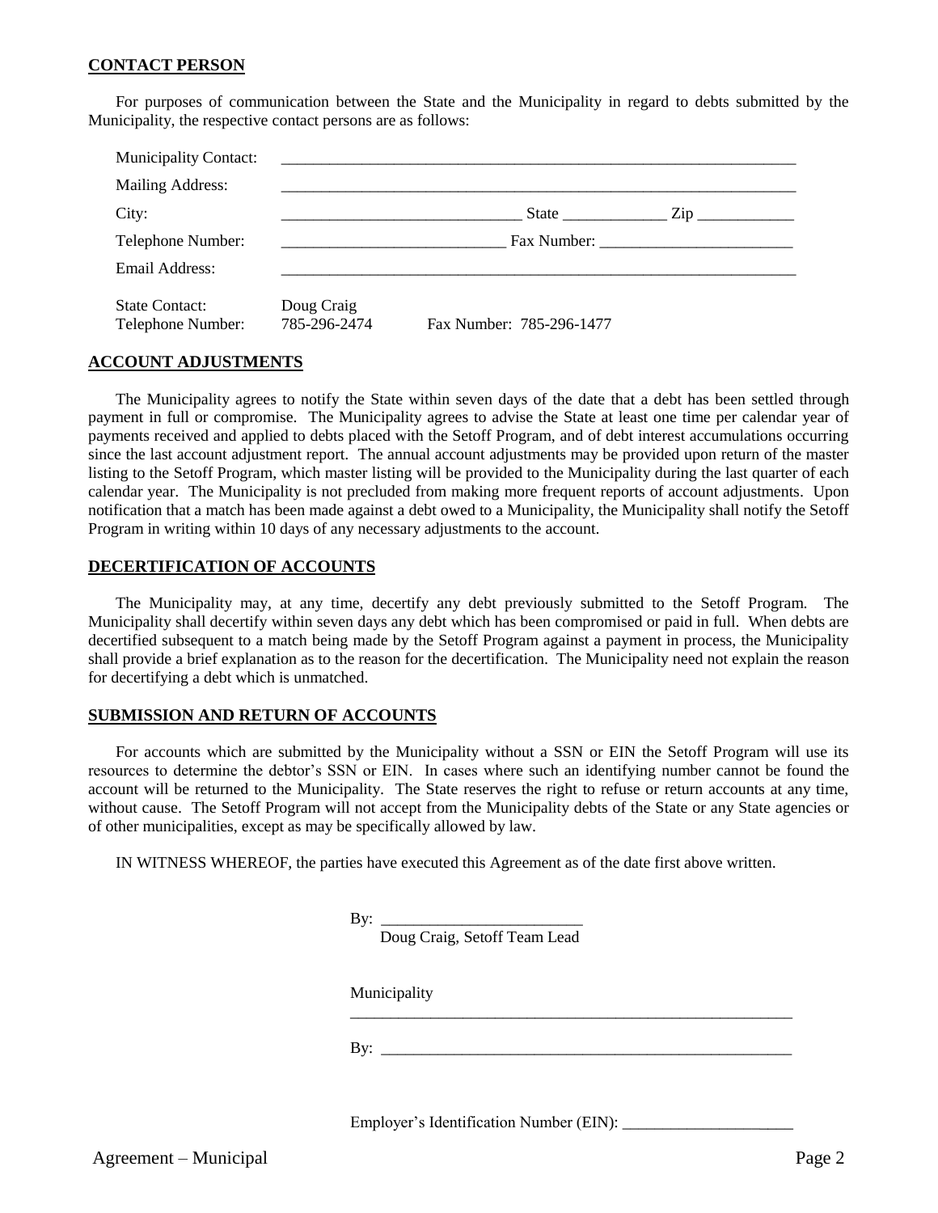## CONTACT PERSON

For purposes of communication between the State and the Municipality in regard to debts submitted by the Municipality, the respective contact persons are as follows:

Municipality Contact: ______________________________________________________________

Mailing Address: ______________________________________________________________

City: ____________________________ State _____________ Zip ____________

Telephone Number: ___________________________ Fax Number: ________________________

Email Address: ______________________________________________________________

State Contact: Doug Craig
Telephone Number: 785-296-2474 Fax Number: 785-296-1477

## ACCOUNT ADJUSTMENTS

The Municipality agrees to notify the State within seven days of the date that a debt has been settled through payment in full or compromise. The Municipality agrees to advise the State at least one time per calendar year of payments received and applied to debts placed with the Setoff Program, and of debt interest accumulations occurring since the last account adjustment report. The annual account adjustments may be provided upon return of the master listing to the Setoff Program, which master listing will be provided to the Municipality during the last quarter of each calendar year. The Municipality is not precluded from making more frequent reports of account adjustments. Upon notification that a match has been made against a debt owed to a Municipality, the Municipality shall notify the Setoff Program in writing within 10 days of any necessary adjustments to the account.

## DECERTIFICATION OF ACCOUNTS

The Municipality may, at any time, decertify any debt previously submitted to the Setoff Program. The Municipality shall decertify within seven days any debt which has been compromised or paid in full. When debts are decertified subsequent to a match being made by the Setoff Program against a payment in process, the Municipality shall provide a brief explanation as to the reason for the decertification. The Municipality need not explain the reason for decertifying a debt which is unmatched.

## SUBMISSION AND RETURN OF ACCOUNTS

For accounts which are submitted by the Municipality without a SSN or EIN the Setoff Program will use its resources to determine the debtor's SSN or EIN. In cases where such an identifying number cannot be found the account will be returned to the Municipality. The State reserves the right to refuse or return accounts at any time, without cause. The Setoff Program will not accept from the Municipality debts of the State or any State agencies or of other municipalities, except as may be specifically allowed by law.

IN WITNESS WHEREOF, the parties have executed this Agreement as of the date first above written.

By: _________________________
Doug Craig, Setoff Team Lead

Municipality
_________________________________________________________

By: _____________________________________________________

Employer's Identification Number (EIN): _____________________